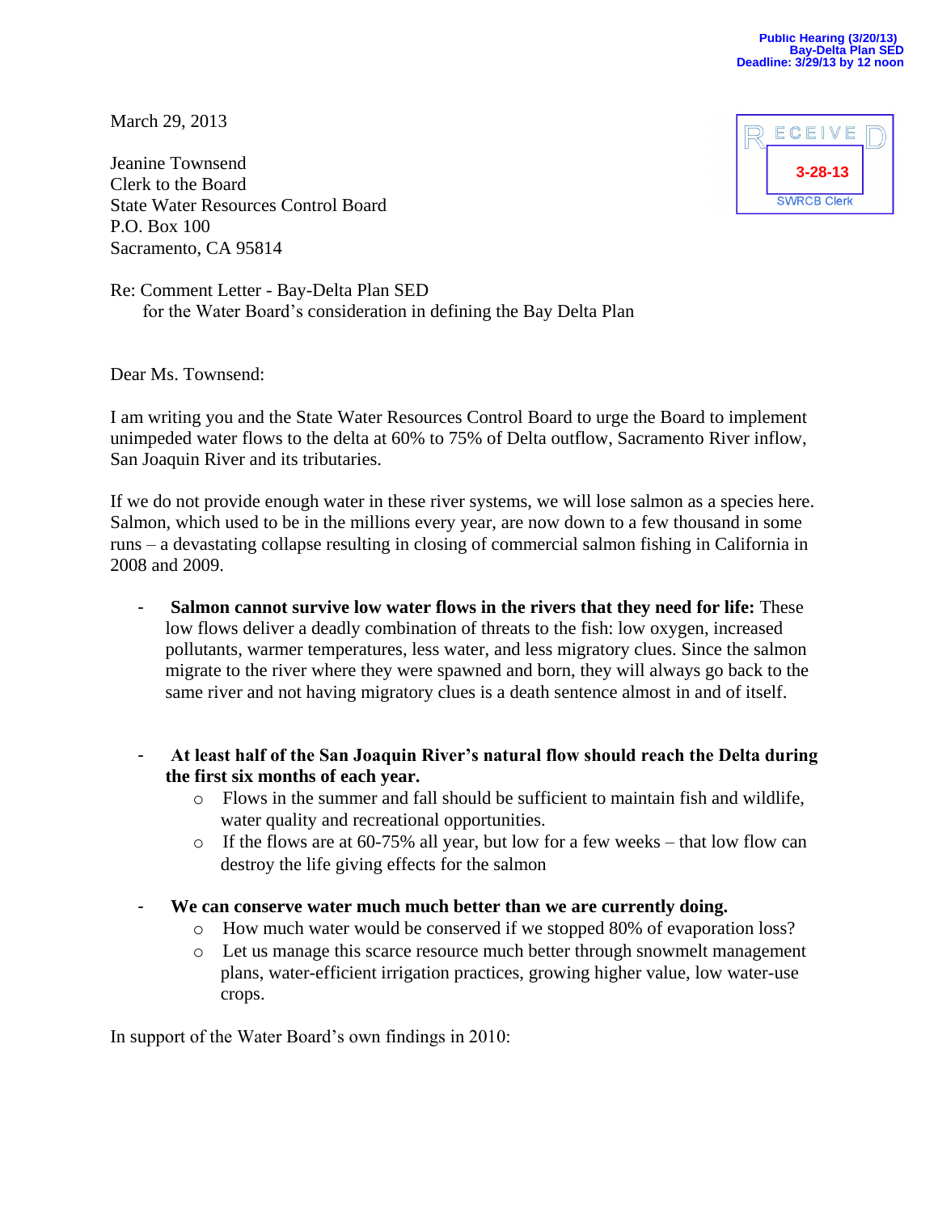Public Hearing (3/20/13)
Bay-Delta Plan SED
Deadline: 3/29/13 by 12 noon

RECEIVED
3-28-13
SWRCB Clerk

March 29, 2013

Jeanine Townsend
Clerk to the Board
State Water Resources Control Board
P.O. Box 100
Sacramento, CA 95814

Re: Comment Letter - Bay-Delta Plan SED
for the Water Board's consideration in defining the Bay Delta Plan

Dear Ms. Townsend:

I am writing you and the State Water Resources Control Board to urge the Board to implement unimpeded water flows to the delta at 60% to 75% of Delta outflow, Sacramento River inflow, San Joaquin River and its tributaries.

If we do not provide enough water in these river systems, we will lose salmon as a species here. Salmon, which used to be in the millions every year, are now down to a few thousand in some runs – a devastating collapse resulting in closing of commercial salmon fishing in California in 2008 and 2009.

- **Salmon cannot survive low water flows in the rivers that they need for life:** These low flows deliver a deadly combination of threats to the fish: low oxygen, increased pollutants, warmer temperatures, less water, and less migratory clues. Since the salmon migrate to the river where they were spawned and born, they will always go back to the same river and not having migratory clues is a death sentence almost in and of itself.

- **At least half of the San Joaquin River's natural flow should reach the Delta during the first six months of each year.**
  - Flows in the summer and fall should be sufficient to maintain fish and wildlife, water quality and recreational opportunities.
  - If the flows are at 60-75% all year, but low for a few weeks – that low flow can destroy the life giving effects for the salmon

- **We can conserve water much much better than we are currently doing.**
  - How much water would be conserved if we stopped 80% of evaporation loss?
  - Let us manage this scarce resource much better through snowmelt management plans, water-efficient irrigation practices, growing higher value, low water-use crops.

In support of the Water Board's own findings in 2010: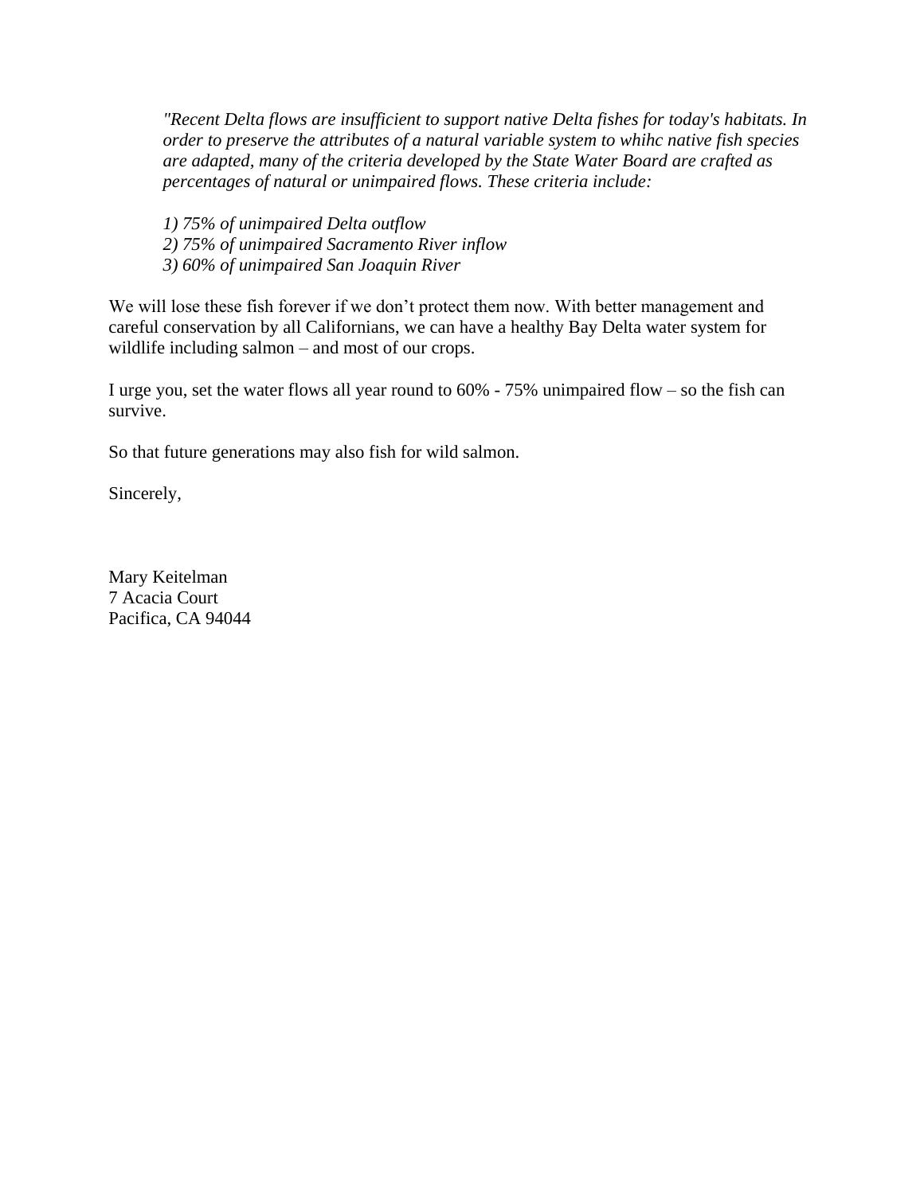*"Recent Delta flows are insufficient to support native Delta fishes for today's habitats. In order to preserve the attributes of a natural variable system to whihc native fish species are adapted, many of the criteria developed by the State Water Board are crafted as percentages of natural or unimpaired flows. These criteria include:*

*1) 75% of unimpaired Delta outflow*
*2) 75% of unimpaired Sacramento River inflow*
*3) 60% of unimpaired San Joaquin River*

We will lose these fish forever if we don't protect them now. With better management and careful conservation by all Californians, we can have a healthy Bay Delta water system for wildlife including salmon – and most of our crops.

I urge you, set the water flows all year round to 60% - 75% unimpaired flow – so the fish can survive.

So that future generations may also fish for wild salmon.

Sincerely,

Mary Keitelman
7 Acacia Court
Pacifica, CA 94044